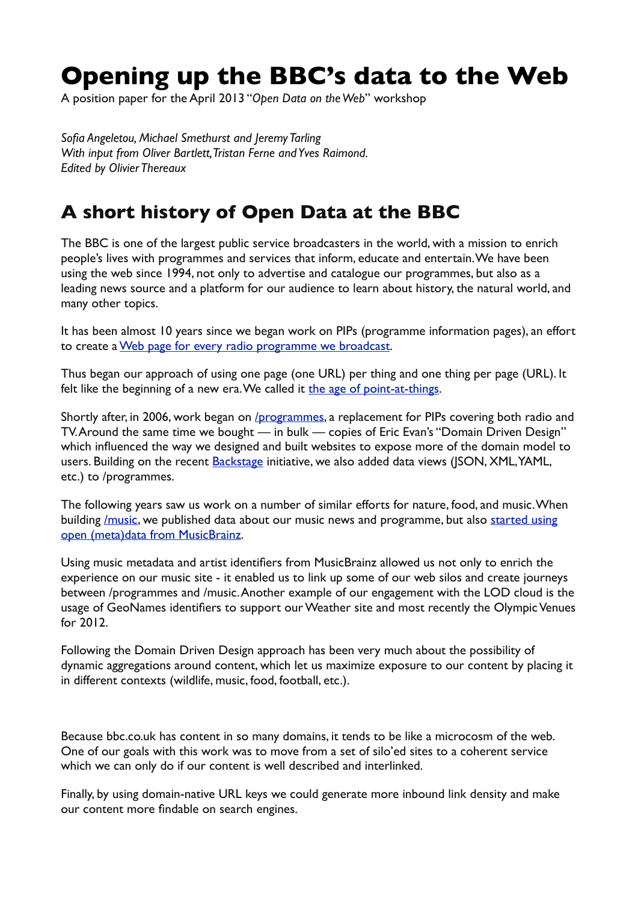# Opening up the BBC's data to the Web

A position paper for the April 2013 "*Open Data on the Web*" workshop

*Sofia Angeletou, Michael Smethurst and Jeremy Tarling*
*With input from Oliver Bartlett, Tristan Ferne and Yves Raimond.*
*Edited by Olivier Thereaux*

## A short history of Open Data at the BBC

The BBC is one of the largest public service broadcasters in the world, with a mission to enrich people's lives with programmes and services that inform, educate and entertain. We have been using the web since 1994, not only to advertise and catalogue our programmes, but also as a leading news source and a platform for our audience to learn about history, the natural world, and many other topics.

It has been almost 10 years since we began work on PIPs (programme information pages), an effort to create a [Web page for every radio programme we broadcast](#).

Thus began our approach of using one page (one URL) per thing and one thing per page (URL). It felt like the beginning of a new era. We called it [the age of point-at-things](#).

Shortly after, in 2006, work began on [/programmes](#), a replacement for PIPs covering both radio and TV. Around the same time we bought — in bulk — copies of Eric Evan's "Domain Driven Design" which influenced the way we designed and built websites to expose more of the domain model to users. Building on the recent [Backstage](#) initiative, we also added data views (JSON, XML, YAML, etc.) to /programmes.

The following years saw us work on a number of similar efforts for nature, food, and music. When building [/music](#), we published data about our music news and programme, but also [started using open (meta)data from MusicBrainz](#).

Using music metadata and artist identifiers from MusicBrainz allowed us not only to enrich the experience on our music site - it enabled us to link up some of our web silos and create journeys between /programmes and /music. Another example of our engagement with the LOD cloud is the usage of GeoNames identifiers to support our Weather site and most recently the Olympic Venues for 2012.

Following the Domain Driven Design approach has been very much about the possibility of dynamic aggregations around content, which let us maximize exposure to our content by placing it in different contexts (wildlife, music, food, football, etc.).

Because bbc.co.uk has content in so many domains, it tends to be like a microcosm of the web. One of our goals with this work was to move from a set of silo'ed sites to a coherent service which we can only do if our content is well described and interlinked.

Finally, by using domain-native URL keys we could generate more inbound link density and make our content more findable on search engines.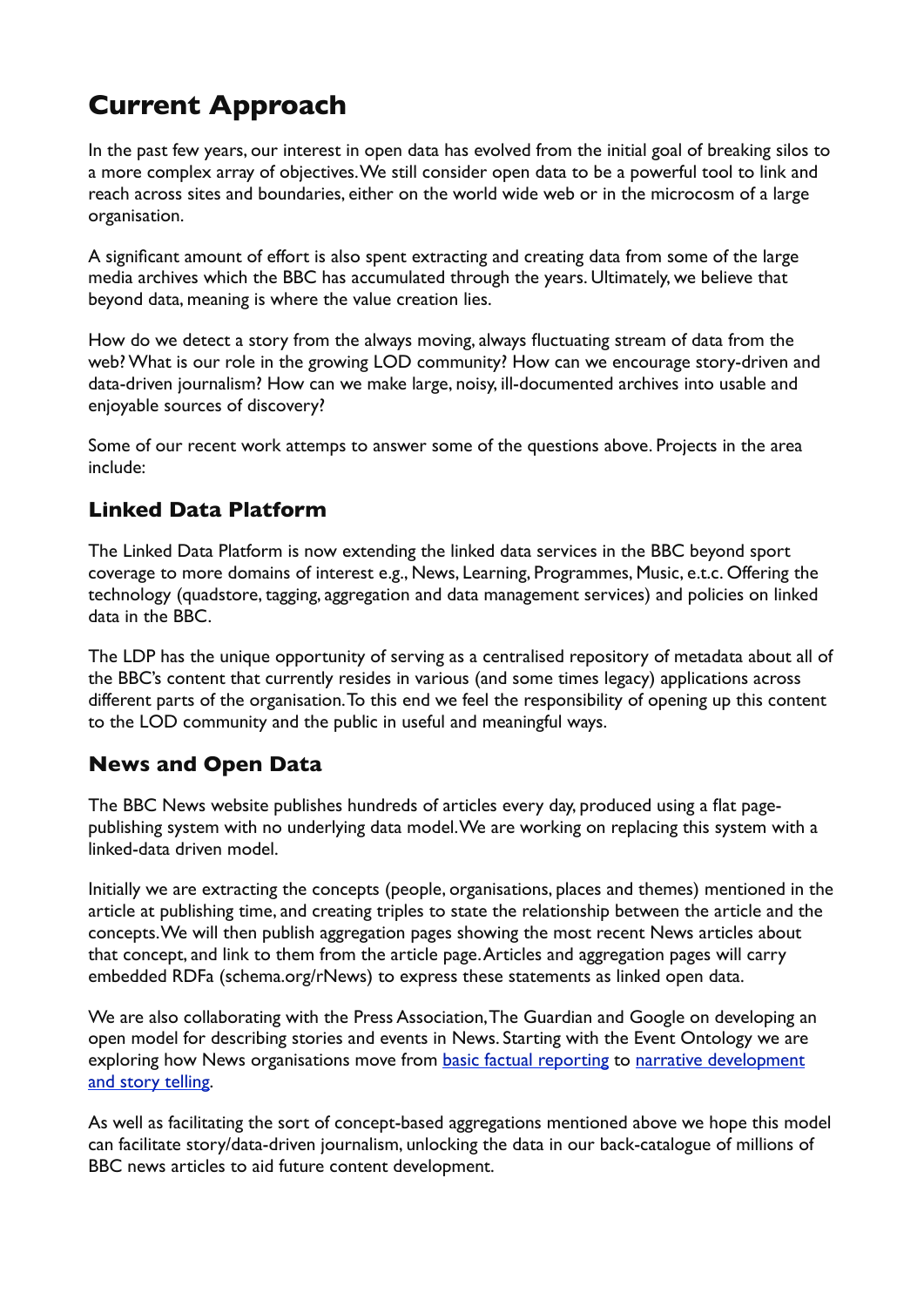# Current Approach

In the past few years, our interest in open data has evolved from the initial goal of breaking silos to a more complex array of objectives. We still consider open data to be a powerful tool to link and reach across sites and boundaries, either on the world wide web or in the microcosm of a large organisation.

A significant amount of effort is also spent extracting and creating data from some of the large media archives which the BBC has accumulated through the years. Ultimately, we believe that beyond data, meaning is where the value creation lies.

How do we detect a story from the always moving, always fluctuating stream of data from the web? What is our role in the growing LOD community? How can we encourage story-driven and data-driven journalism? How can we make large, noisy, ill-documented archives into usable and enjoyable sources of discovery?

Some of our recent work attemps to answer some of the questions above. Projects in the area include:

## Linked Data Platform

The Linked Data Platform is now extending the linked data services in the BBC beyond sport coverage to more domains of interest e.g., News, Learning, Programmes, Music, e.t.c. Offering the technology (quadstore, tagging, aggregation and data management services) and policies on linked data in the BBC.

The LDP has the unique opportunity of serving as a centralised repository of metadata about all of the BBC's content that currently resides in various (and some times legacy) applications across different parts of the organisation. To this end we feel the responsibility of opening up this content to the LOD community and the public in useful and meaningful ways.

## News and Open Data

The BBC News website publishes hundreds of articles every day, produced using a flat page-publishing system with no underlying data model. We are working on replacing this system with a linked-data driven model.

Initially we are extracting the concepts (people, organisations, places and themes) mentioned in the article at publishing time, and creating triples to state the relationship between the article and the concepts. We will then publish aggregation pages showing the most recent News articles about that concept, and link to them from the article page. Articles and aggregation pages will carry embedded RDFa (schema.org/rNews) to express these statements as linked open data.

We are also collaborating with the Press Association, The Guardian and Google on developing an open model for describing stories and events in News. Starting with the Event Ontology we are exploring how News organisations move from basic factual reporting to narrative development and story telling.

As well as facilitating the sort of concept-based aggregations mentioned above we hope this model can facilitate story/data-driven journalism, unlocking the data in our back-catalogue of millions of BBC news articles to aid future content development.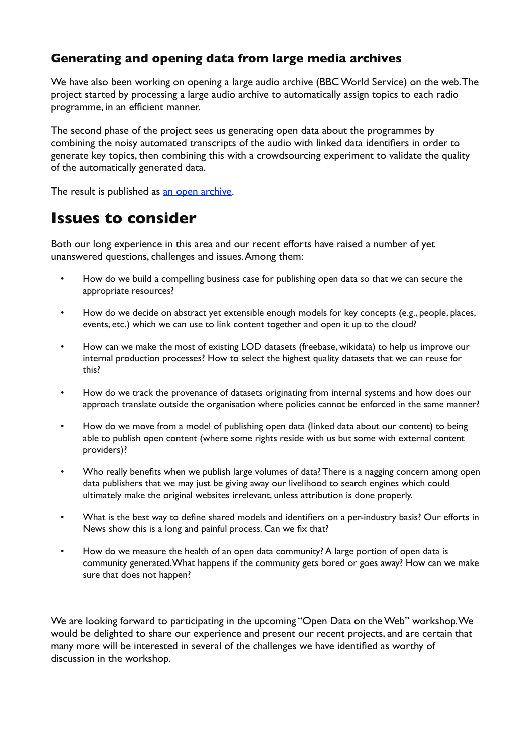### Generating and opening data from large media archives

We have also been working on opening a large audio archive (BBC World Service) on the web. The project started by processing a large audio archive to automatically assign topics to each radio programme, in an efficient manner.

The second phase of the project sees us generating open data about the programmes by combining the noisy automated transcripts of the audio with linked data identifiers in order to generate key topics, then combining this with a crowdsourcing experiment to validate the quality of the automatically generated data.

The result is published as an open archive.

## Issues to consider

Both our long experience in this area and our recent efforts have raised a number of yet unanswered questions, challenges and issues. Among them:

- How do we build a compelling business case for publishing open data so that we can secure the appropriate resources?
- How do we decide on abstract yet extensible enough models for key concepts (e.g., people, places, events, etc.) which we can use to link content together and open it up to the cloud?
- How can we make the most of existing LOD datasets (freebase, wikidata) to help us improve our internal production processes? How to select the highest quality datasets that we can reuse for this?
- How do we track the provenance of datasets originating from internal systems and how does our approach translate outside the organisation where policies cannot be enforced in the same manner?
- How do we move from a model of publishing open data (linked data about our content) to being able to publish open content (where some rights reside with us but some with external content providers)?
- Who really benefits when we publish large volumes of data? There is a nagging concern among open data publishers that we may just be giving away our livelihood to search engines which could ultimately make the original websites irrelevant, unless attribution is done properly.
- What is the best way to define shared models and identifiers on a per-industry basis? Our efforts in News show this is a long and painful process. Can we fix that?
- How do we measure the health of an open data community? A large portion of open data is community generated. What happens if the community gets bored or goes away? How can we make sure that does not happen?

We are looking forward to participating in the upcoming "Open Data on the Web" workshop. We would be delighted to share our experience and present our recent projects, and are certain that many more will be interested in several of the challenges we have identified as worthy of discussion in the workshop.